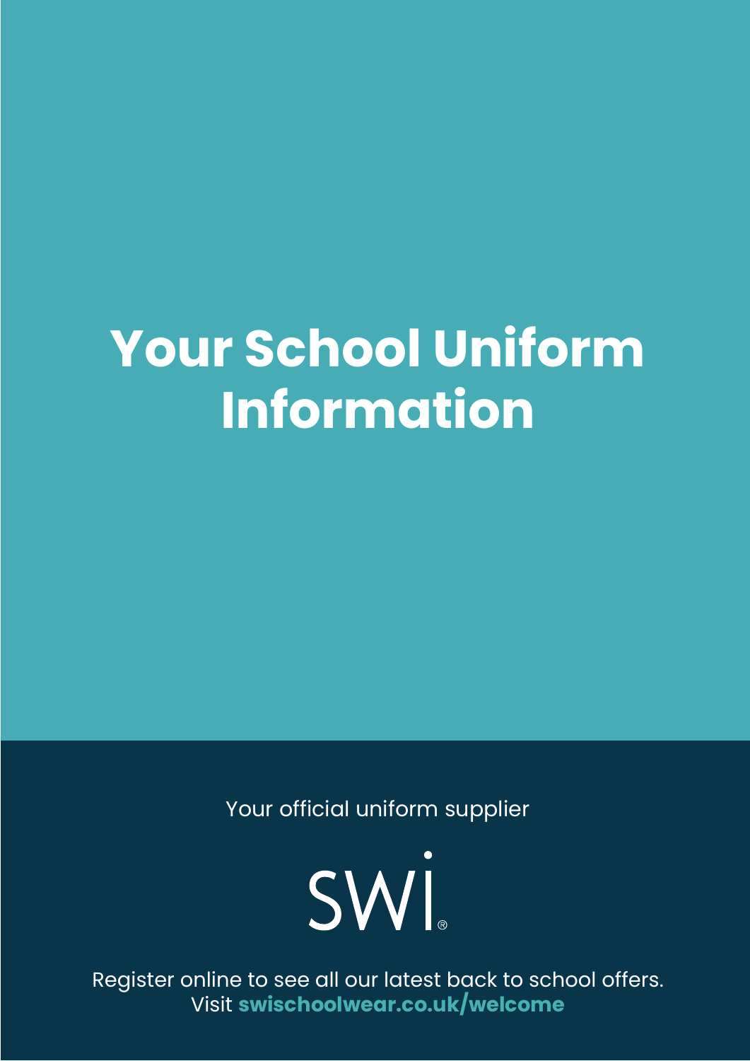# Your School Uniform Information

Your official uniform supplier

SWI®

Register online to see all our latest back to school offers.
Visit **swischoolwear.co.uk/welcome**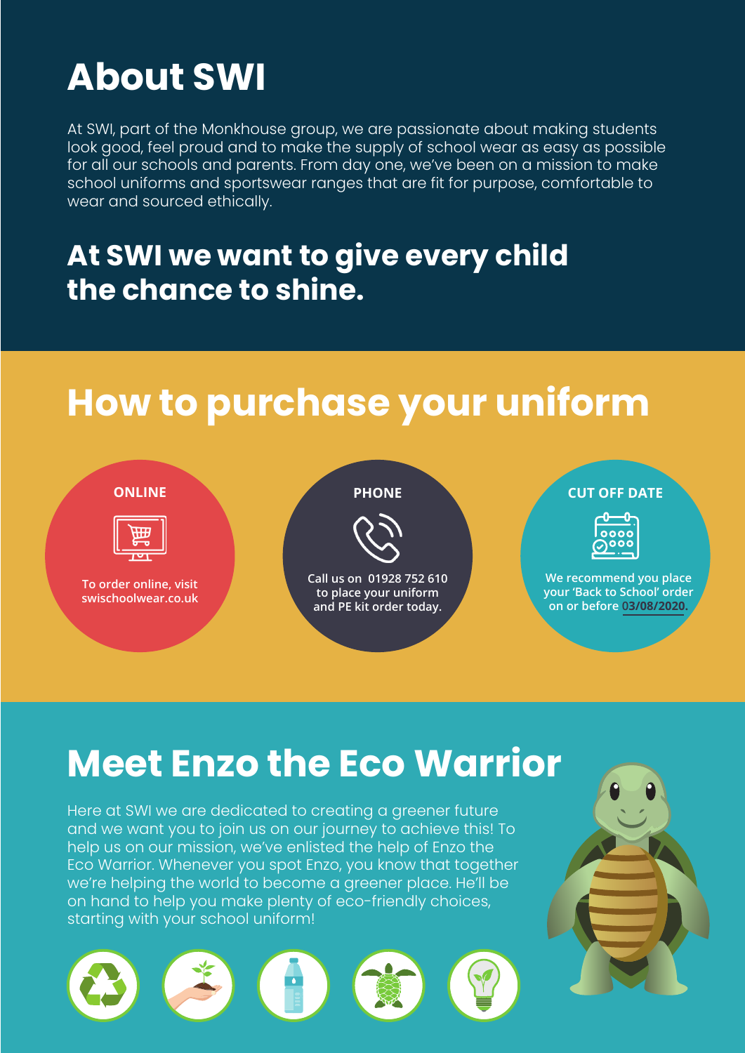# About SWI

At SWI, part of the Monkhouse group, we are passionate about making students look good, feel proud and to make the supply of school wear as easy as possible for all our schools and parents. From day one, we've been on a mission to make school uniforms and sportswear ranges that are fit for purpose, comfortable to wear and sourced ethically.

## At SWI we want to give every child the chance to shine.

# How to purchase your uniform

### ONLINE

To order online, visit swischoolwear.co.uk

### PHONE

Call us on 01928 752 610 to place your uniform and PE kit order today.

### CUT OFF DATE

We recommend you place your 'Back to School' order on or before **03/08/2020**.

# Meet Enzo the Eco Warrior

Here at SWI we are dedicated to creating a greener future and we want you to join us on our journey to achieve this! To help us on our mission, we've enlisted the help of Enzo the Eco Warrior. Whenever you spot Enzo, you know that together we're helping the world to become a greener place. He'll be on hand to help you make plenty of eco-friendly choices, starting with your school uniform!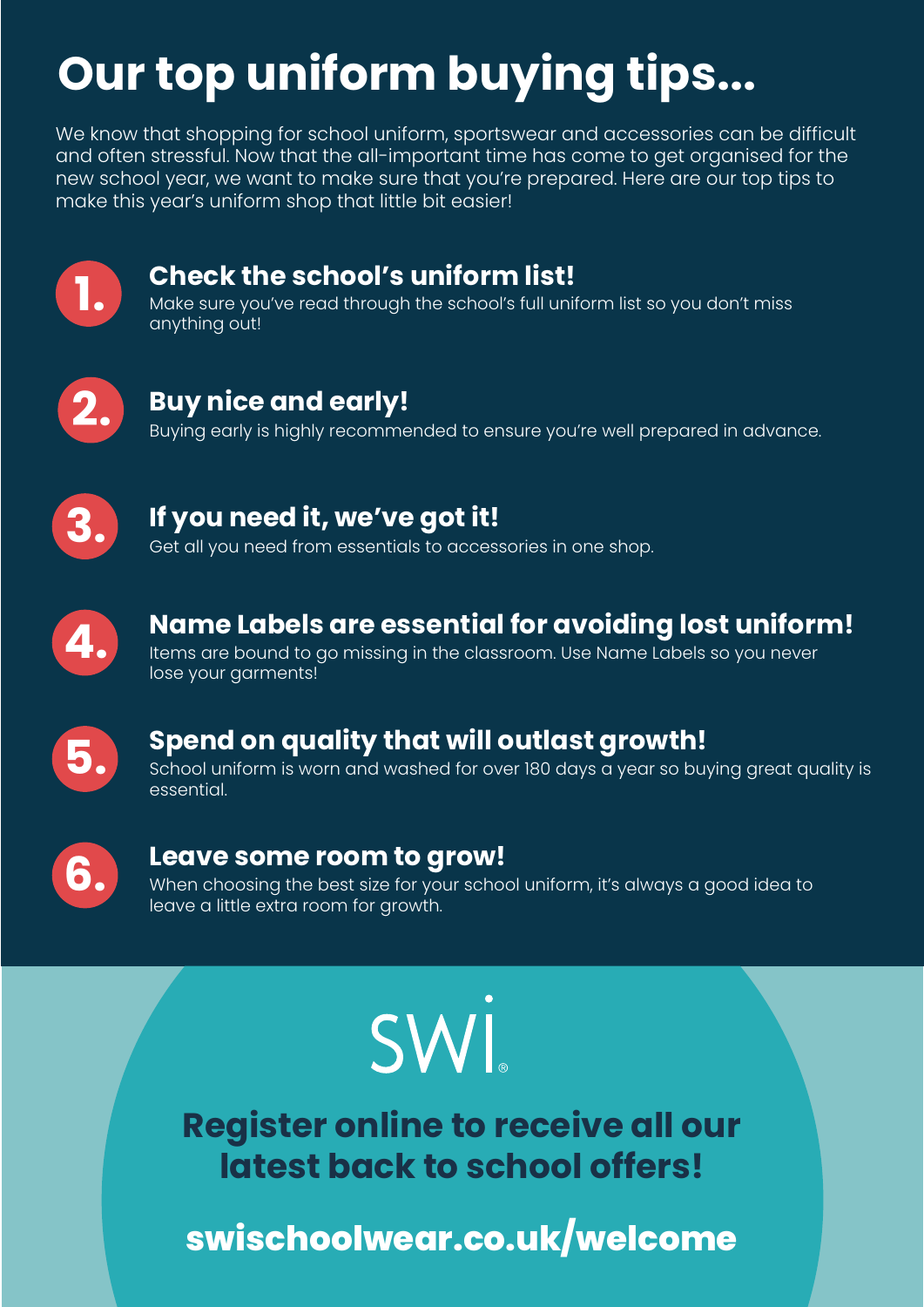# Our top uniform buying tips...

We know that shopping for school uniform, sportswear and accessories can be difficult and often stressful. Now that the all-important time has come to get organised for the new school year, we want to make sure that you're prepared. Here are our top tips to make this year's uniform shop that little bit easier!

## 1. Check the school's uniform list!

Make sure you've read through the school's full uniform list so you don't miss anything out!

## 2. Buy nice and early!

Buying early is highly recommended to ensure you're well prepared in advance.

## 3. If you need it, we've got it!

Get all you need from essentials to accessories in one shop.

## 4. Name Labels are essential for avoiding lost uniform!

Items are bound to go missing in the classroom. Use Name Labels so you never lose your garments!

## 5. Spend on quality that will outlast growth!

School uniform is worn and washed for over 180 days a year so buying great quality is essential.

## 6. Leave some room to grow!

When choosing the best size for your school uniform, it's always a good idea to leave a little extra room for growth.

SWi®

**Register online to receive all our latest back to school offers!**

**swischoolwear.co.uk/welcome**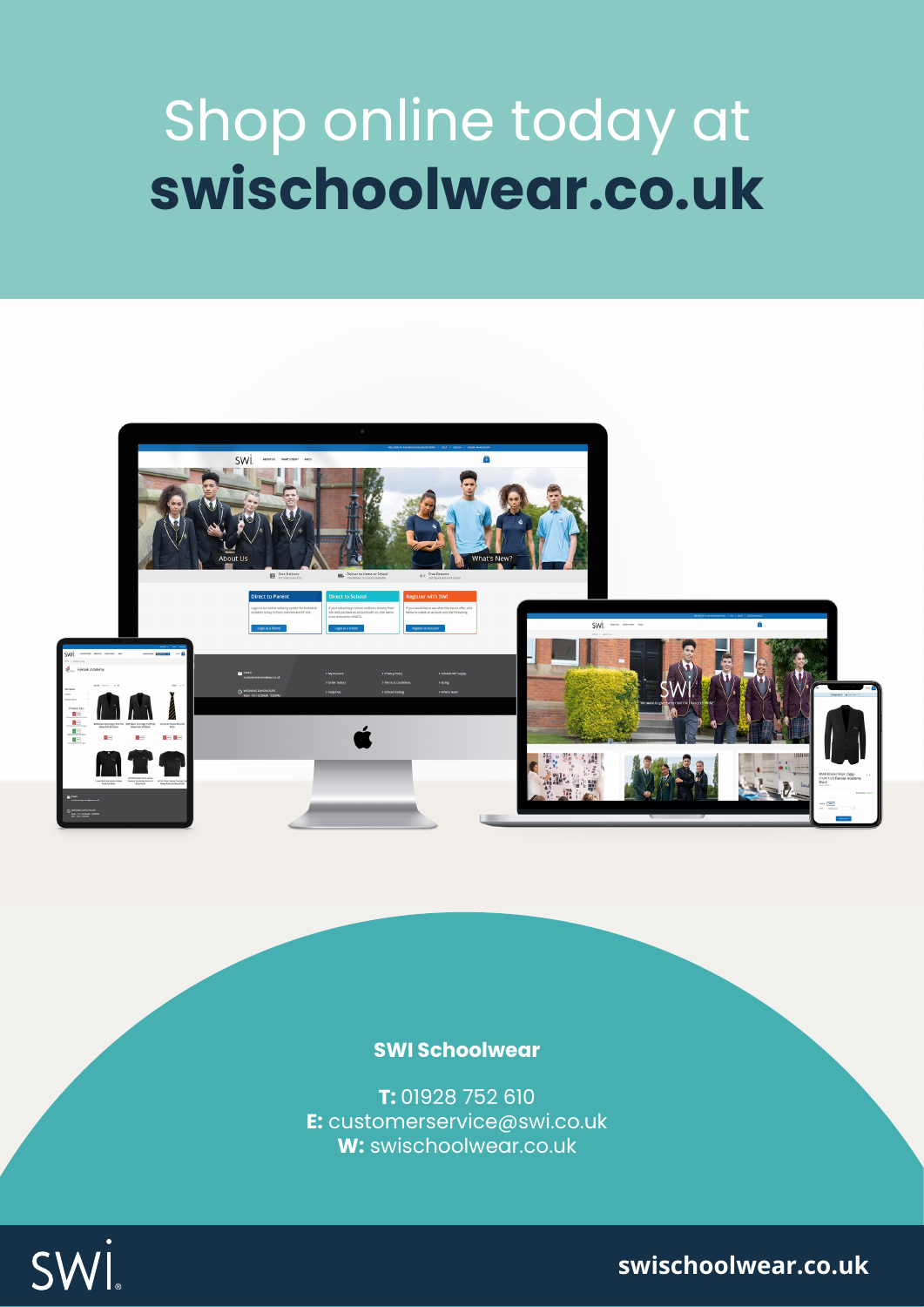# Shop online today at **swischoolwear.co.uk**

**SWI Schoolwear**

**T:** 01928 752 610
**E:** customerservice@swi.co.uk
**W:** swischoolwear.co.uk

SWI

**swischoolwear.co.uk**